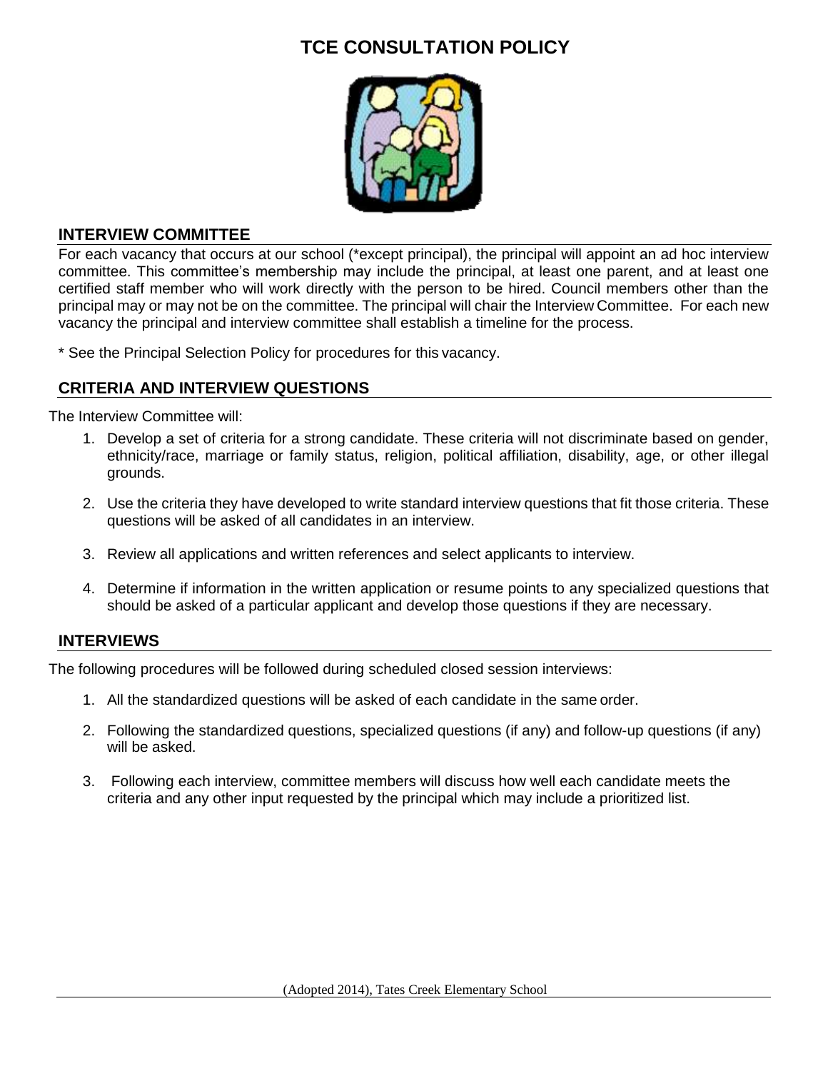# TCE CONSULTATION POLICY

## INTERVIEW COMMITTEE

For each vacancy that occurs at our school (*except principal), the principal will appoint an ad hoc interview committee. This committee's membership may include the principal, at least one parent, and at least one certified staff member who will work directly with the person to be hired. Council members other than the principal may or may not be on the committee. The principal will chair the Interview Committee. For each new vacancy the principal and interview committee shall establish a timeline for the process.

* See the Principal Selection Policy for procedures for this vacancy.

## CRITERIA AND INTERVIEW QUESTIONS

The Interview Committee will:

1. Develop a set of criteria for a strong candidate. These criteria will not discriminate based on gender, ethnicity/race, marriage or family status, religion, political affiliation, disability, age, or other illegal grounds.
2. Use the criteria they have developed to write standard interview questions that fit those criteria. These questions will be asked of all candidates in an interview.
3. Review all applications and written references and select applicants to interview.
4. Determine if information in the written application or resume points to any specialized questions that should be asked of a particular applicant and develop those questions if they are necessary.

## INTERVIEWS

The following procedures will be followed during scheduled closed session interviews:

1. All the standardized questions will be asked of each candidate in the same order.
2. Following the standardized questions, specialized questions (if any) and follow-up questions (if any) will be asked.
3. Following each interview, committee members will discuss how well each candidate meets the criteria and any other input requested by the principal which may include a prioritized list.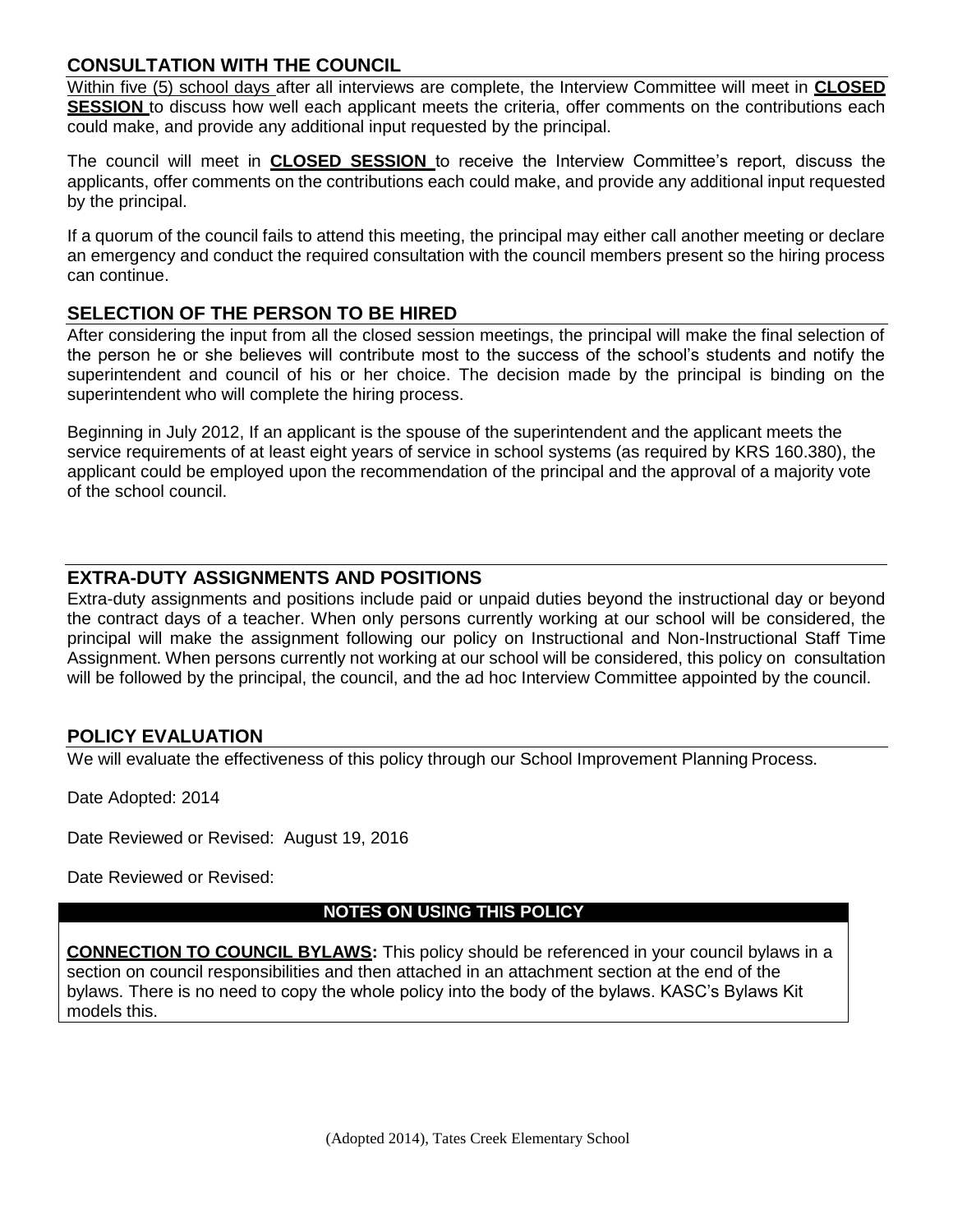## CONSULTATION WITH THE COUNCIL

Within five (5) school days after all interviews are complete, the Interview Committee will meet in **CLOSED SESSION** to discuss how well each applicant meets the criteria, offer comments on the contributions each could make, and provide any additional input requested by the principal.

The council will meet in **CLOSED SESSION** to receive the Interview Committee's report, discuss the applicants, offer comments on the contributions each could make, and provide any additional input requested by the principal.

If a quorum of the council fails to attend this meeting, the principal may either call another meeting or declare an emergency and conduct the required consultation with the council members present so the hiring process can continue.

## SELECTION OF THE PERSON TO BE HIRED

After considering the input from all the closed session meetings, the principal will make the final selection of the person he or she believes will contribute most to the success of the school's students and notify the superintendent and council of his or her choice. The decision made by the principal is binding on the superintendent who will complete the hiring process.

Beginning in July 2012, If an applicant is the spouse of the superintendent and the applicant meets the service requirements of at least eight years of service in school systems (as required by KRS 160.380), the applicant could be employed upon the recommendation of the principal and the approval of a majority vote of the school council.

## EXTRA-DUTY ASSIGNMENTS AND POSITIONS

Extra-duty assignments and positions include paid or unpaid duties beyond the instructional day or beyond the contract days of a teacher. When only persons currently working at our school will be considered, the principal will make the assignment following our policy on Instructional and Non-Instructional Staff Time Assignment. When persons currently not working at our school will be considered, this policy on consultation will be followed by the principal, the council, and the ad hoc Interview Committee appointed by the council.

## POLICY EVALUATION

We will evaluate the effectiveness of this policy through our School Improvement Planning Process.

Date Adopted: 2014

Date Reviewed or Revised: August 19, 2016

Date Reviewed or Revised:

### NOTES ON USING THIS POLICY

**CONNECTION TO COUNCIL BYLAWS:** This policy should be referenced in your council bylaws in a section on council responsibilities and then attached in an attachment section at the end of the bylaws. There is no need to copy the whole policy into the body of the bylaws. KASC's Bylaws Kit models this.